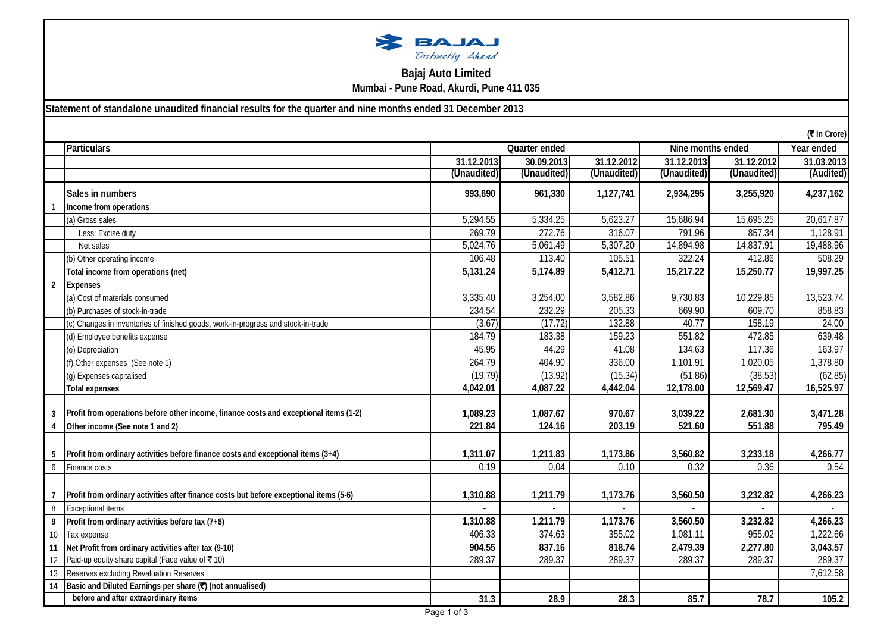BAJAJ
*Distinctly Ahead*

# Bajaj Auto Limited

**Mumbai - Pune Road, Akurdi, Pune 411 035**

**Statement of standalone unaudited financial results for the quarter and nine months ended 31 December 2013**

(₹ In Crore)

| | Particulars | Quarter ended | | | Nine months ended | | Year ended |
|---|---|---|---|---|---|---|---|
| | | 31.12.2013 | 30.09.2013 | 31.12.2012 | 31.12.2013 | 31.12.2012 | 31.03.2013 |
| | | (Unaudited) | (Unaudited) | (Unaudited) | (Unaudited) | (Unaudited) | (Audited) |
| | **Sales in numbers** | **993,690** | **961,330** | **1,127,741** | **2,934,295** | **3,255,920** | **4,237,162** |
| **1** | **Income from operations** | | | | | | |
| | (a) Gross sales | 5,294.55 | 5,334.25 | 5,623.27 | 15,686.94 | 15,695.25 | 20,617.87 |
| | Less: Excise duty | 269.79 | 272.76 | 316.07 | 791.96 | 857.34 | 1,128.91 |
| | Net sales | 5,024.76 | 5,061.49 | 5,307.20 | 14,894.98 | 14,837.91 | 19,488.96 |
| | (b) Other operating income | 106.48 | 113.40 | 105.51 | 322.24 | 412.86 | 508.29 |
| | **Total income from operations (net)** | **5,131.24** | **5,174.89** | **5,412.71** | **15,217.22** | **15,250.77** | **19,997.25** |
| **2** | **Expenses** | | | | | | |
| | (a) Cost of materials consumed | 3,335.40 | 3,254.00 | 3,582.86 | 9,730.83 | 10,229.85 | 13,523.74 |
| | (b) Purchases of stock-in-trade | 234.54 | 232.29 | 205.33 | 669.90 | 609.70 | 858.83 |
| | (c) Changes in inventories of finished goods, work-in-progress and stock-in-trade | (3.67) | (17.72) | 132.88 | 40.77 | 158.19 | 24.00 |
| | (d) Employee benefits expense | 184.79 | 183.38 | 159.23 | 551.82 | 472.85 | 639.48 |
| | (e) Depreciation | 45.95 | 44.29 | 41.08 | 134.63 | 117.36 | 163.97 |
| | (f) Other expenses (See note 1) | 264.79 | 404.90 | 336.00 | 1,101.91 | 1,020.05 | 1,378.80 |
| | (g) Expenses capitalised | (19.79) | (13.92) | (15.34) | (51.86) | (38.53) | (62.85) |
| | **Total expenses** | **4,042.01** | **4,087.22** | **4,442.04** | **12,178.00** | **12,569.47** | **16,525.97** |
| **3** | **Profit from operations before other income, finance costs and exceptional items (1-2)** | **1,089.23** | **1,087.67** | **970.67** | **3,039.22** | **2,681.30** | **3,471.28** |
| **4** | **Other income (See note 1 and 2)** | **221.84** | **124.16** | **203.19** | **521.60** | **551.88** | **795.49** |
| **5** | **Profit from ordinary activities before finance costs and exceptional items (3+4)** | **1,311.07** | **1,211.83** | **1,173.86** | **3,560.82** | **3,233.18** | **4,266.77** |
| 6 | Finance costs | 0.19 | 0.04 | 0.10 | 0.32 | 0.36 | 0.54 |
| **7** | **Profit from ordinary activities after finance costs but before exceptional items (5-6)** | **1,310.88** | **1,211.79** | **1,173.76** | **3,560.50** | **3,232.82** | **4,266.23** |
| 8 | Exceptional items | - | - | - | - | - | - |
| **9** | **Profit from ordinary activities before tax (7+8)** | **1,310.88** | **1,211.79** | **1,173.76** | **3,560.50** | **3,232.82** | **4,266.23** |
| 10 | Tax expense | 406.33 | 374.63 | 355.02 | 1,081.11 | 955.02 | 1,222.66 |
| **11** | **Net Profit from ordinary activities after tax (9-10)** | **904.55** | **837.16** | **818.74** | **2,479.39** | **2,277.80** | **3,043.57** |
| 12 | Paid-up equity share capital (Face value of ₹ 10) | 289.37 | 289.37 | 289.37 | 289.37 | 289.37 | 289.37 |
| 13 | Reserves excluding Revaluation Reserves | | | | | | 7,612.58 |
| **14** | **Basic and Diluted Earnings per share (₹) (not annualised)** | | | | | | |
| | **before and after extraordinary items** | **31.3** | **28.9** | **28.3** | **85.7** | **78.7** | **105.2** |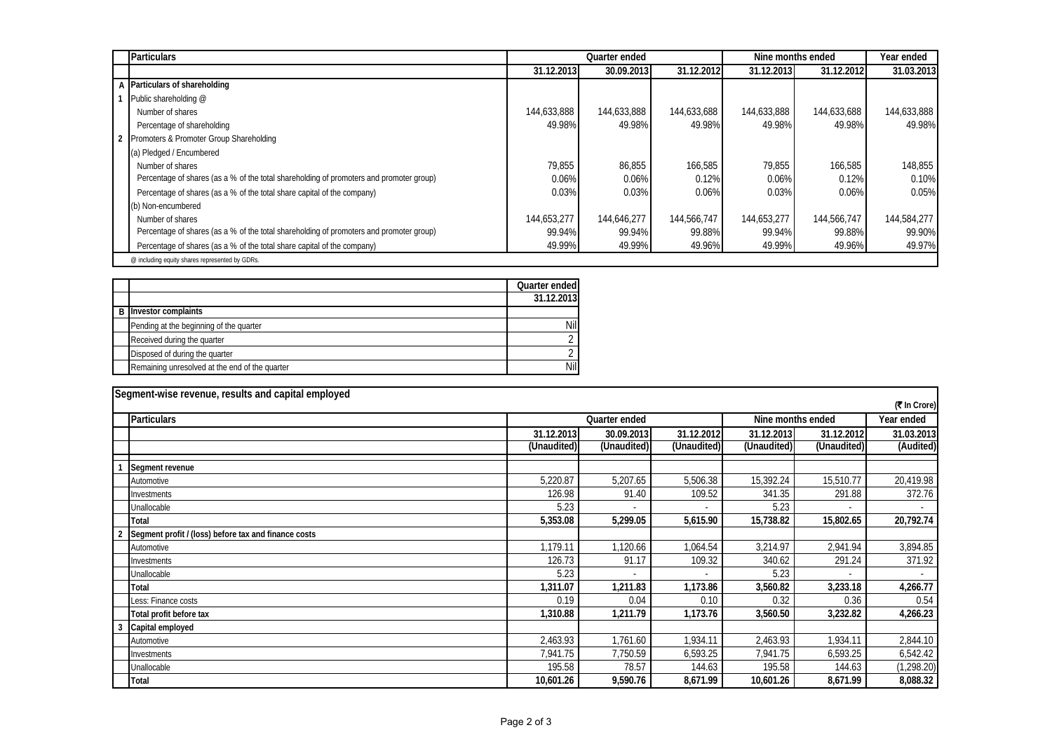| | Particulars | Quarter ended | | | Nine months ended | | Year ended |
|---|---|---|---|---|---|---|---|
| | | 31.12.2013 | 30.09.2013 | 31.12.2012 | 31.12.2013 | 31.12.2012 | 31.03.2013 |
| A | **Particulars of shareholding** | | | | | | |
| 1 | Public shareholding @ | | | | | | |
| | Number of shares | 144,633,888 | 144,633,888 | 144,633,688 | 144,633,888 | 144,633,688 | 144,633,888 |
| | Percentage of shareholding | 49.98% | 49.98% | 49.98% | 49.98% | 49.98% | 49.98% |
| 2 | Promoters & Promoter Group Shareholding | | | | | | |
| | (a) Pledged / Encumbered | | | | | | |
| | Number of shares | 79,855 | 86,855 | 166,585 | 79,855 | 166,585 | 148,855 |
| | Percentage of shares (as a % of the total shareholding of promoters and promoter group) | 0.06% | 0.06% | 0.12% | 0.06% | 0.12% | 0.10% |
| | Percentage of shares (as a % of the total share capital of the company) | 0.03% | 0.03% | 0.06% | 0.03% | 0.06% | 0.05% |
| | (b) Non-encumbered | | | | | | |
| | Number of shares | 144,653,277 | 144,646,277 | 144,566,747 | 144,653,277 | 144,566,747 | 144,584,277 |
| | Percentage of shares (as a % of the total shareholding of promoters and promoter group) | 99.94% | 99.94% | 99.88% | 99.94% | 99.88% | 99.90% |
| | Percentage of shares (as a % of the total share capital of the company) | 49.99% | 49.99% | 49.96% | 49.99% | 49.96% | 49.97% |

@ including equity shares represented by GDRs.

| | | Quarter ended |
|---|---|---|
| | | 31.12.2013 |
| B | **Investor complaints** | |
| | Pending at the beginning of the quarter | Nil |
| | Received during the quarter | 2 |
| | Disposed of during the quarter | 2 |
| | Remaining unresolved at the end of the quarter | Nil |

**Segment-wise revenue, results and capital employed**

(₹ In Crore)

| | Particulars | Quarter ended | | | Nine months ended | | Year ended |
|---|---|---|---|---|---|---|---|
| | | 31.12.2013 | 30.09.2013 | 31.12.2012 | 31.12.2013 | 31.12.2012 | 31.03.2013 |
| | | (Unaudited) | (Unaudited) | (Unaudited) | (Unaudited) | (Unaudited) | (Audited) |
| 1 | **Segment revenue** | | | | | | |
| | Automotive | 5,220.87 | 5,207.65 | 5,506.38 | 15,392.24 | 15,510.77 | 20,419.98 |
| | Investments | 126.98 | 91.40 | 109.52 | 341.35 | 291.88 | 372.76 |
| | Unallocable | 5.23 | - | - | 5.23 | - | - |
| | **Total** | **5,353.08** | **5,299.05** | **5,615.90** | **15,738.82** | **15,802.65** | **20,792.74** |
| 2 | **Segment profit / (loss) before tax and finance costs** | | | | | | |
| | Automotive | 1,179.11 | 1,120.66 | 1,064.54 | 3,214.97 | 2,941.94 | 3,894.85 |
| | Investments | 126.73 | 91.17 | 109.32 | 340.62 | 291.24 | 371.92 |
| | Unallocable | 5.23 | - | - | 5.23 | - | - |
| | **Total** | **1,311.07** | **1,211.83** | **1,173.86** | **3,560.82** | **3,233.18** | **4,266.77** |
| | Less: Finance costs | 0.19 | 0.04 | 0.10 | 0.32 | 0.36 | 0.54 |
| | **Total profit before tax** | **1,310.88** | **1,211.79** | **1,173.76** | **3,560.50** | **3,232.82** | **4,266.23** |
| 3 | **Capital employed** | | | | | | |
| | Automotive | 2,463.93 | 1,761.60 | 1,934.11 | 2,463.93 | 1,934.11 | 2,844.10 |
| | Investments | 7,941.75 | 7,750.59 | 6,593.25 | 7,941.75 | 6,593.25 | 6,542.42 |
| | Unallocable | 195.58 | 78.57 | 144.63 | 195.58 | 144.63 | (1,298.20) |
| | **Total** | **10,601.26** | **9,590.76** | **8,671.99** | **10,601.26** | **8,671.99** | **8,088.32** |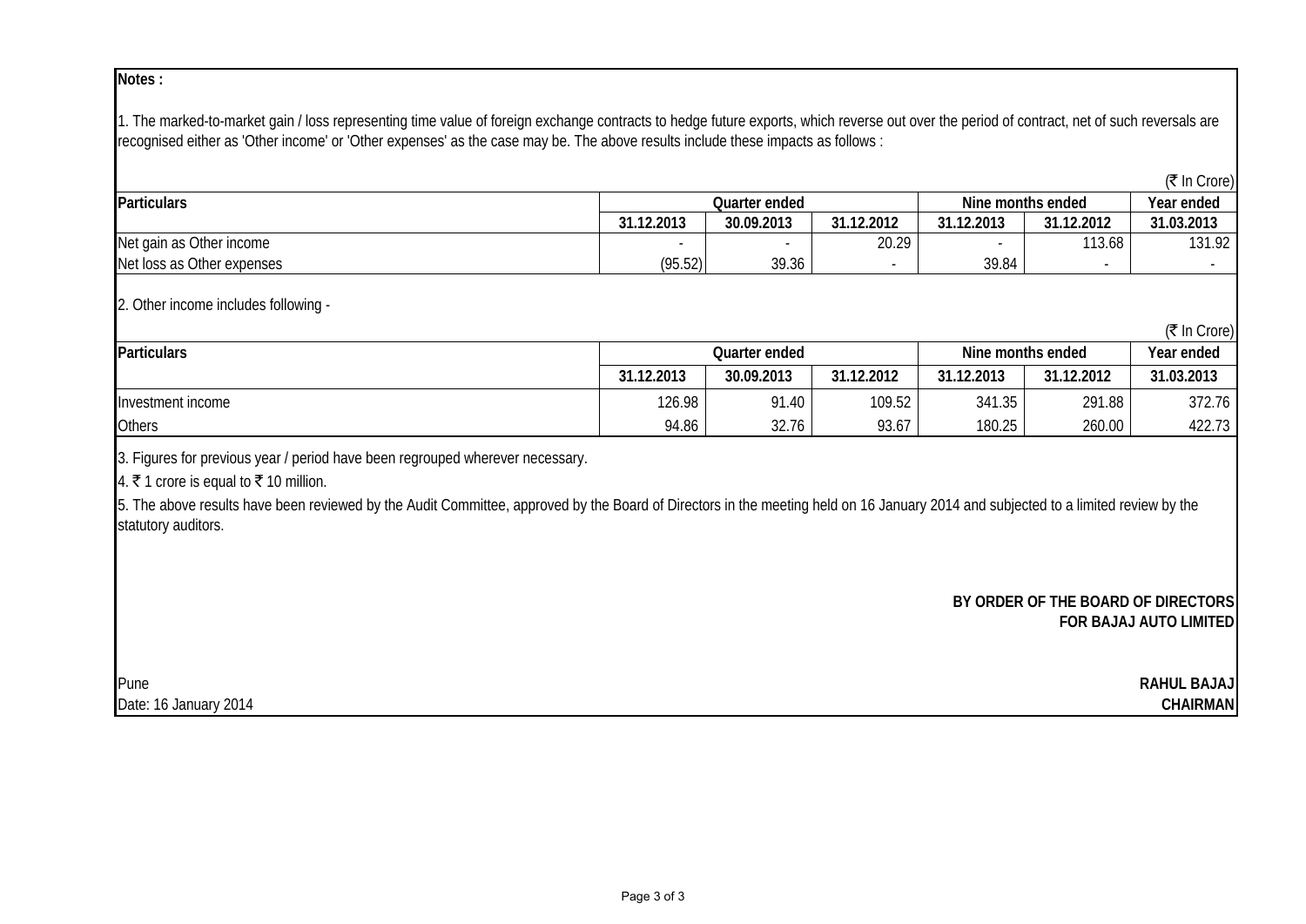**Notes :**

1. The marked-to-market gain / loss representing time value of foreign exchange contracts to hedge future exports, which reverse out over the period of contract, net of such reversals are recognised either as 'Other income' or 'Other expenses' as the case may be. The above results include these impacts as follows :

(₹ In Crore)

| Particulars | Quarter ended | | | Nine months ended | | Year ended |
|---|---|---|---|---|---|---|
| | 31.12.2013 | 30.09.2013 | 31.12.2012 | 31.12.2013 | 31.12.2012 | 31.03.2013 |
| Net gain as Other income | - | - | 20.29 | - | 113.68 | 131.92 |
| Net loss as Other expenses | (95.52) | 39.36 | - | 39.84 | - | - |

2. Other income includes following -

(₹ In Crore)

| Particulars | Quarter ended | | | Nine months ended | | Year ended |
|---|---|---|---|---|---|---|
| | 31.12.2013 | 30.09.2013 | 31.12.2012 | 31.12.2013 | 31.12.2012 | 31.03.2013 |
| Investment income | 126.98 | 91.40 | 109.52 | 341.35 | 291.88 | 372.76 |
| Others | 94.86 | 32.76 | 93.67 | 180.25 | 260.00 | 422.73 |

3. Figures for previous year / period have been regrouped wherever necessary.

4. ₹ 1 crore is equal to ₹ 10 million.

5. The above results have been reviewed by the Audit Committee, approved by the Board of Directors in the meeting held on 16 January 2014 and subjected to a limited review by the statutory auditors.

**BY ORDER OF THE BOARD OF DIRECTORS**
**FOR BAJAJ AUTO LIMITED**

Pune
Date: 16 January 2014

**RAHUL BAJAJ**
**CHAIRMAN**